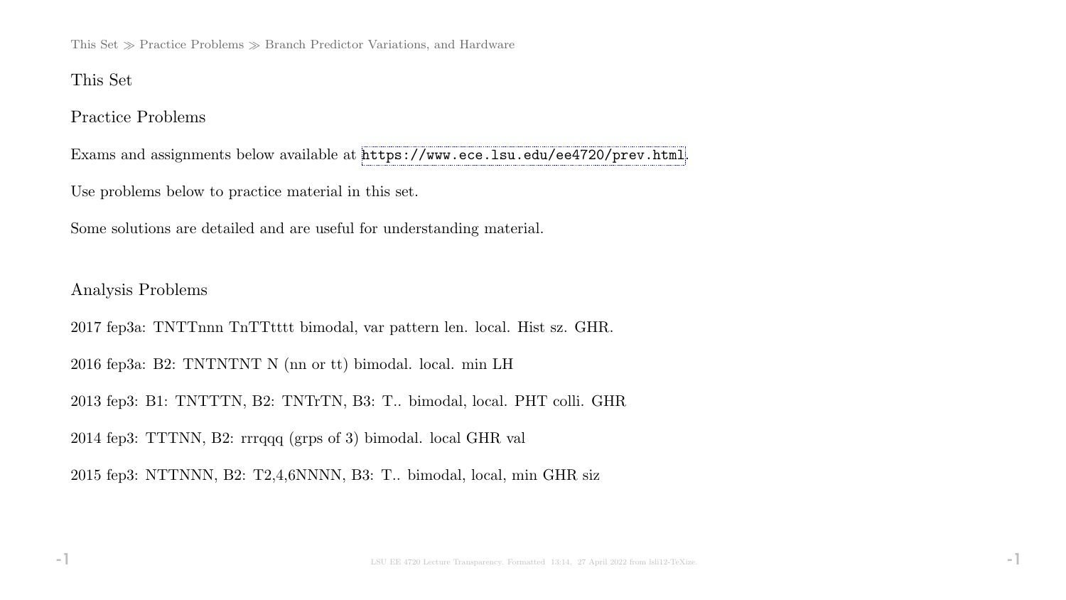## This Set

### Practice Problems

Exams and assignments below available at https://www.ece.lsu.edu/ee4720/prev.html.

Use problems below to practice material in this set.

Some solutions are detailed and are useful for understanding material.

### Analysis Problems

2017 fep3a: TNTTnnn TnTTtttt bimodal, var pattern len. local. Hist sz. GHR.

2016 fep3a: B2: TNTNTNT N (nn or tt) bimodal. local. min LH

2013 fep3: B1: TNTTTN, B2: TNTrTN, B3: T.. bimodal, local. PHT colli. GHR

2014 fep3: TTTNN, B2: rrrqqq (grps of 3) bimodal. local GHR val

2015 fep3: NTTNNN, B2: T2,4,6NNNN, B3: T.. bimodal, local, min GHR siz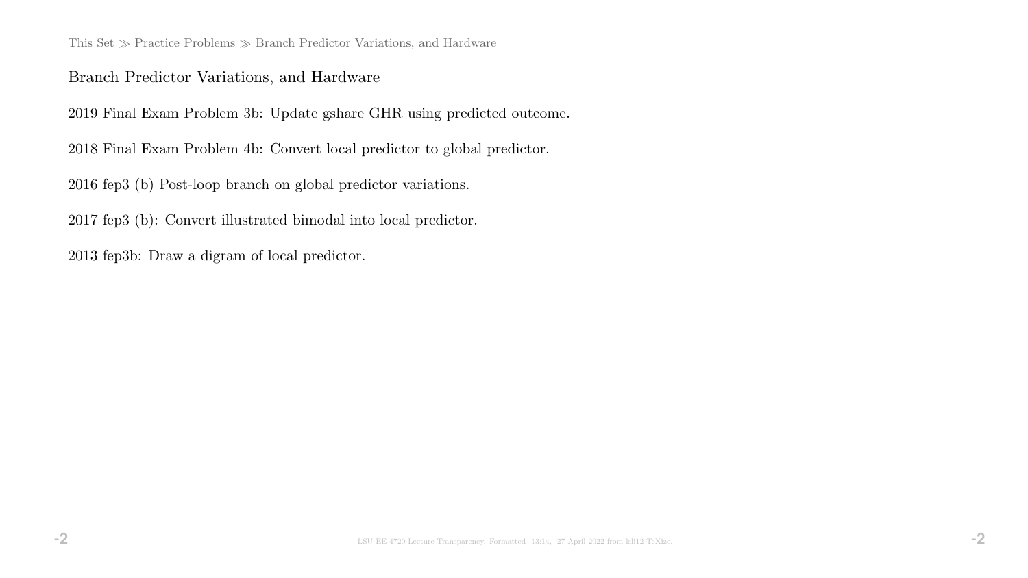# Branch Predictor Variations, and Hardware

2019 Final Exam Problem 3b: Update gshare GHR using predicted outcome.

2018 Final Exam Problem 4b: Convert local predictor to global predictor.

2016 fep3 (b) Post-loop branch on global predictor variations.

2017 fep3 (b): Convert illustrated bimodal into local predictor.

2013 fep3b: Draw a digram of local predictor.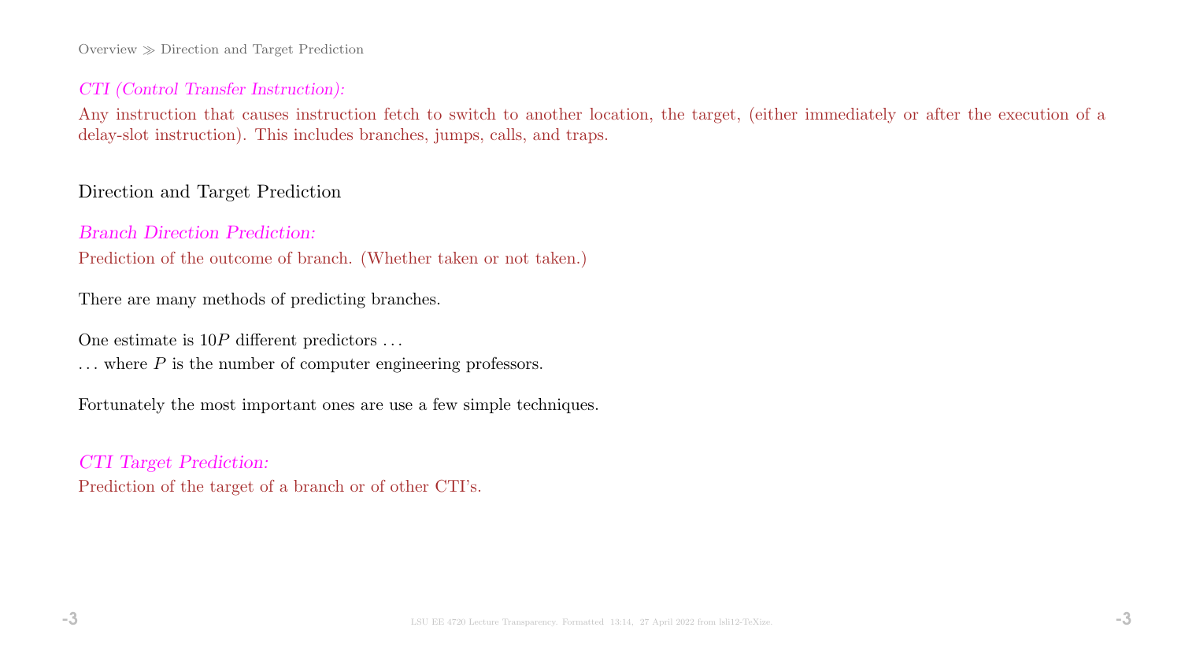*CTI (Control Transfer Instruction):*

Any instruction that causes instruction fetch to switch to another location, the target, (either immediately or after the execution of a delay-slot instruction). This includes branches, jumps, calls, and traps.

## Direction and Target Prediction

*Branch Direction Prediction:*

Prediction of the outcome of branch. (Whether taken or not taken.)

There are many methods of predicting branches.

One estimate is $10P$ different predictors …

… where $P$ is the number of computer engineering professors.

Fortunately the most important ones are use a few simple techniques.

*CTI Target Prediction:*

Prediction of the target of a branch or of other CTI's.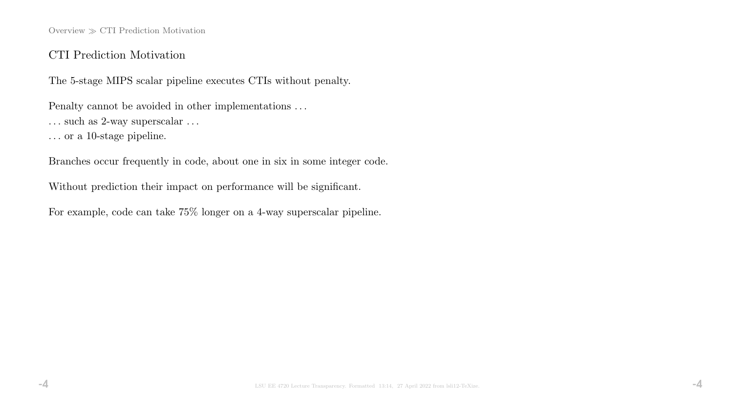## CTI Prediction Motivation

The 5-stage MIPS scalar pipeline executes CTIs without penalty.

Penalty cannot be avoided in other implementations . . .
. . . such as 2-way superscalar . . .
. . . or a 10-stage pipeline.

Branches occur frequently in code, about one in six in some integer code.

Without prediction their impact on performance will be significant.

For example, code can take 75% longer on a 4-way superscalar pipeline.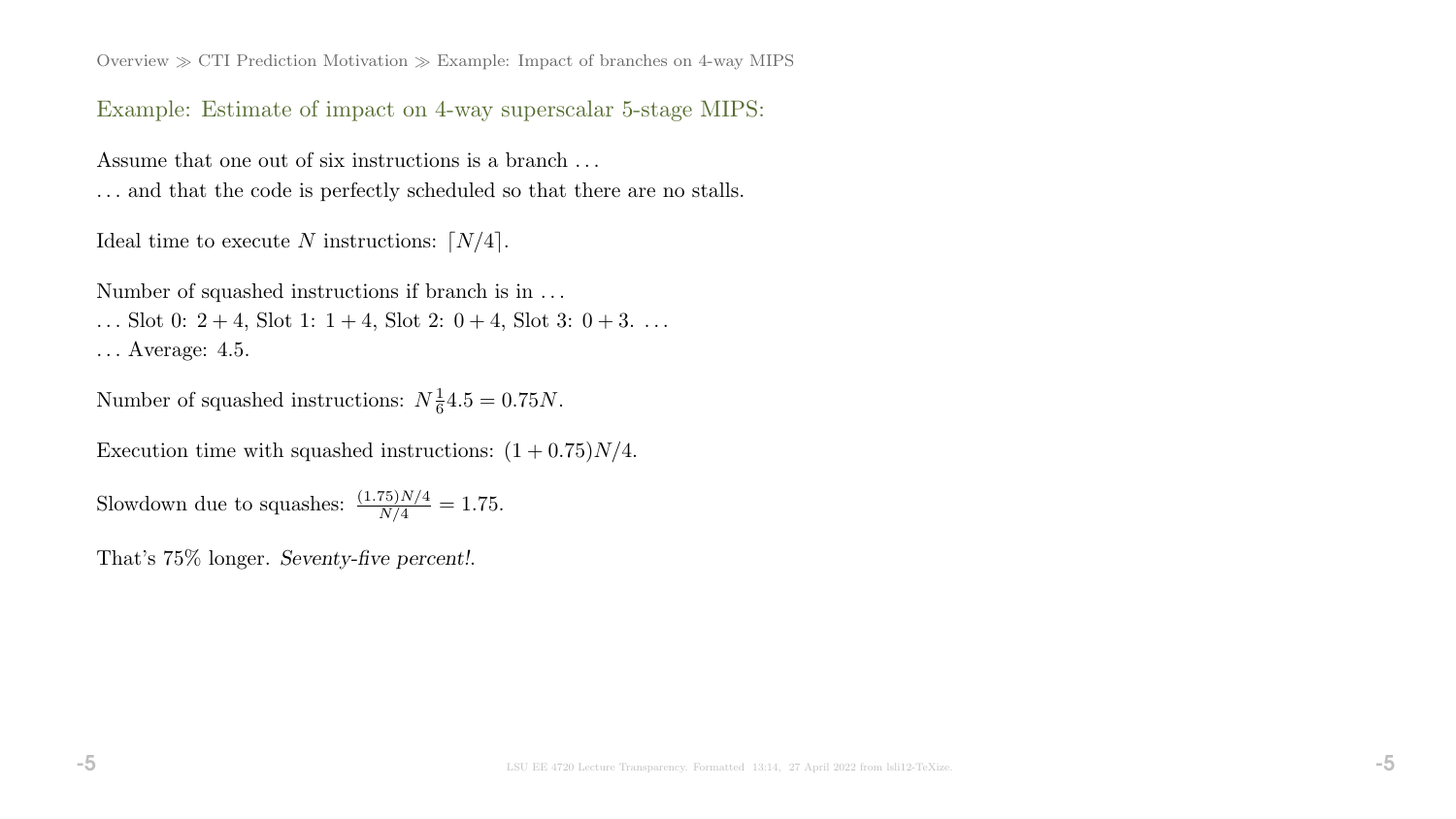## Example: Estimate of impact on 4-way superscalar 5-stage MIPS:

Assume that one out of six instructions is a branch ...
... and that the code is perfectly scheduled so that there are no stalls.

Ideal time to execute $N$ instructions: $\lceil N/4 \rceil$.

Number of squashed instructions if branch is in ...
... Slot 0: $2+4$, Slot 1: $1+4$, Slot 2: $0+4$, Slot 3: $0+3$. ...
... Average: 4.5.

Number of squashed instructions: $N\frac{1}{6}4.5 = 0.75N$.

Execution time with squashed instructions: $(1+0.75)N/4$.

Slowdown due to squashes: $\frac{(1.75)N/4}{N/4} = 1.75$.

That's 75% longer. *Seventy-five percent!*.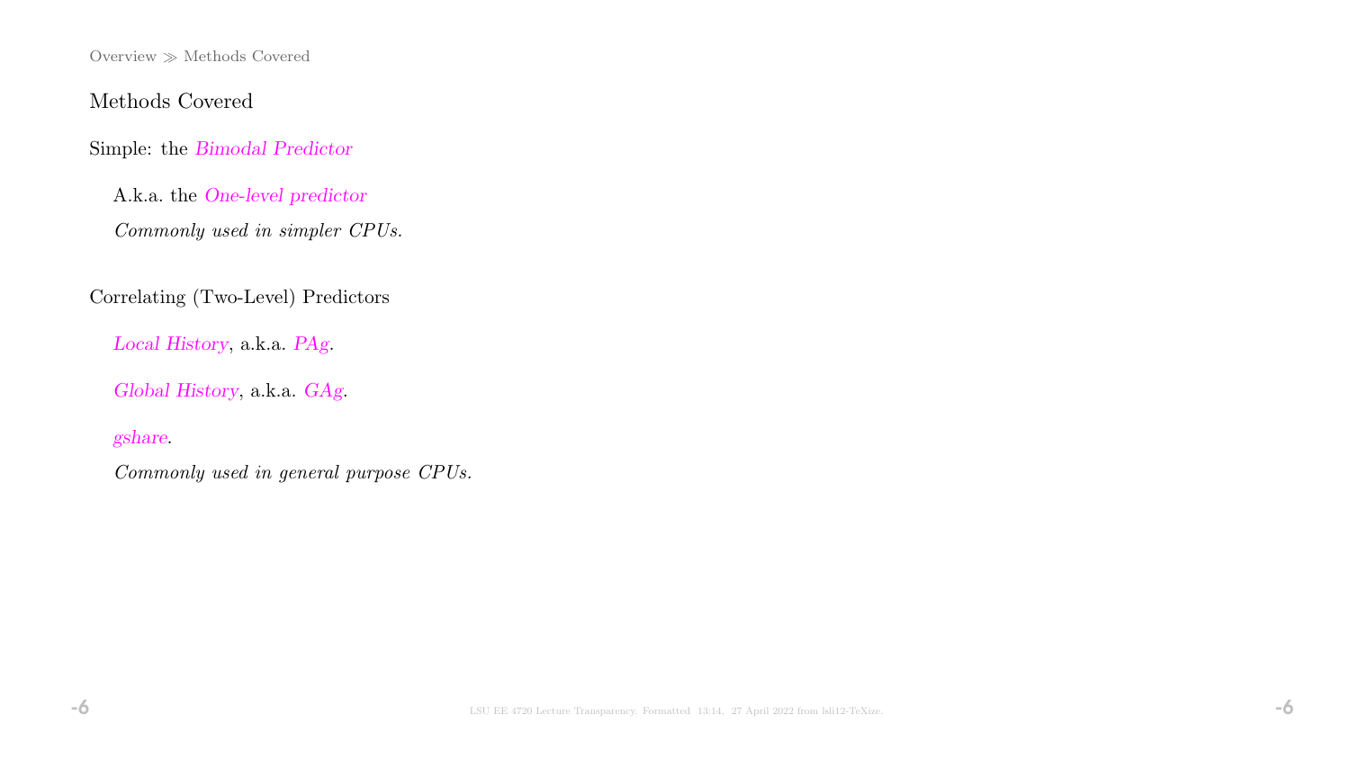Overview ≫ Methods Covered

## Methods Covered

Simple: the *Bimodal Predictor*

A.k.a. the *One-level predictor*

*Commonly used in simpler CPUs.*

Correlating (Two-Level) Predictors

*Local History*, a.k.a. *PAg*.

*Global History*, a.k.a. *GAg*.

*gshare*.

*Commonly used in general purpose CPUs.*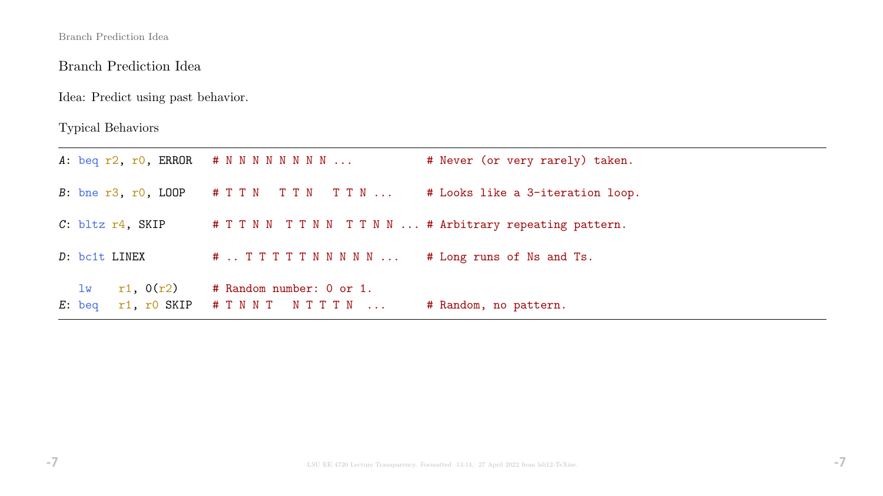## Branch Prediction Idea

Idea: Predict using past behavior.

Typical Behaviors

```
A: beq r2, r0, ERROR   # N N N N N N N N ...          # Never (or very rarely) taken.

B: bne r3, r0, LOOP    # T T N   T T N   T T N ...    # Looks like a 3-iteration loop.

C: bltz r4, SKIP       # T T N N  T T N N  T T N N ... # Arbitrary repeating pattern.

D: bc1t LINEX          # .. T T T T T N N N N N ...    # Long runs of Ns and Ts.

   lw   r1, 0(r2)      # Random number: 0 or 1.
E: beq  r1, r0 SKIP    # T N N T   N T T T N  ...      # Random, no pattern.
```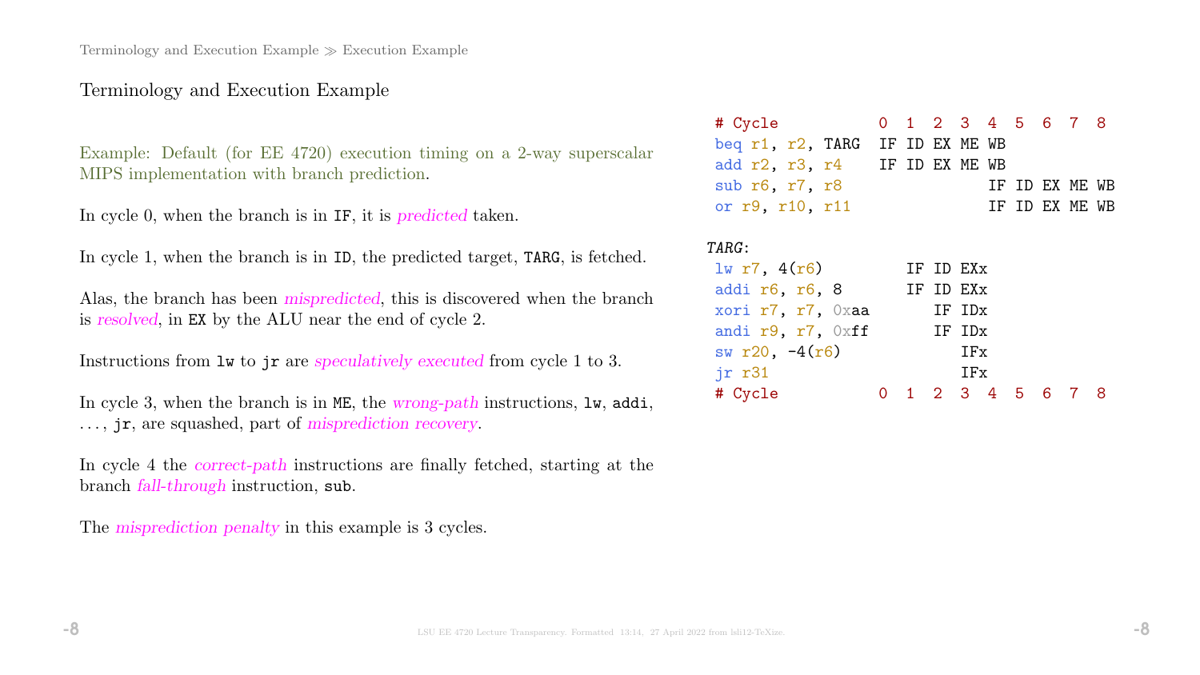## Terminology and Execution Example

Example: Default (for EE 4720) execution timing on a 2-way superscalar MIPS implementation with branch prediction.

In cycle 0, when the branch is in `IF`, it is *predicted* taken.

In cycle 1, when the branch is in `ID`, the predicted target, `TARG`, is fetched.

Alas, the branch has been *mispredicted*, this is discovered when the branch is *resolved*, in `EX` by the ALU near the end of cycle 2.

Instructions from `lw` to `jr` are *speculatively executed* from cycle 1 to 3.

In cycle 3, when the branch is in `ME`, the *wrong-path* instructions, `lw`, `addi`, ..., `jr`, are squashed, part of *misprediction recovery*.

In cycle 4 the *correct-path* instructions are finally fetched, starting at the branch *fall-through* instruction, `sub`.

The *misprediction penalty* in this example is 3 cycles.

```
# Cycle           0  1  2  3  4  5  6  7  8
beq r1, r2, TARG  IF ID EX ME WB
add r2, r3, r4    IF ID EX ME WB
sub r6, r7, r8                IF ID EX ME WB
or r9, r10, r11               IF ID EX ME WB

TARG:
lw r7, 4(r6)         IF ID EXx
addi r6, r6, 8       IF ID EXx
xori r7, r7, 0xaa       IF IDx
andi r9, r7, 0xff       IF IDx
sw r20, -4(r6)             IFx
jr r31                     IFx
# Cycle           0  1  2  3  4  5  6  7  8
```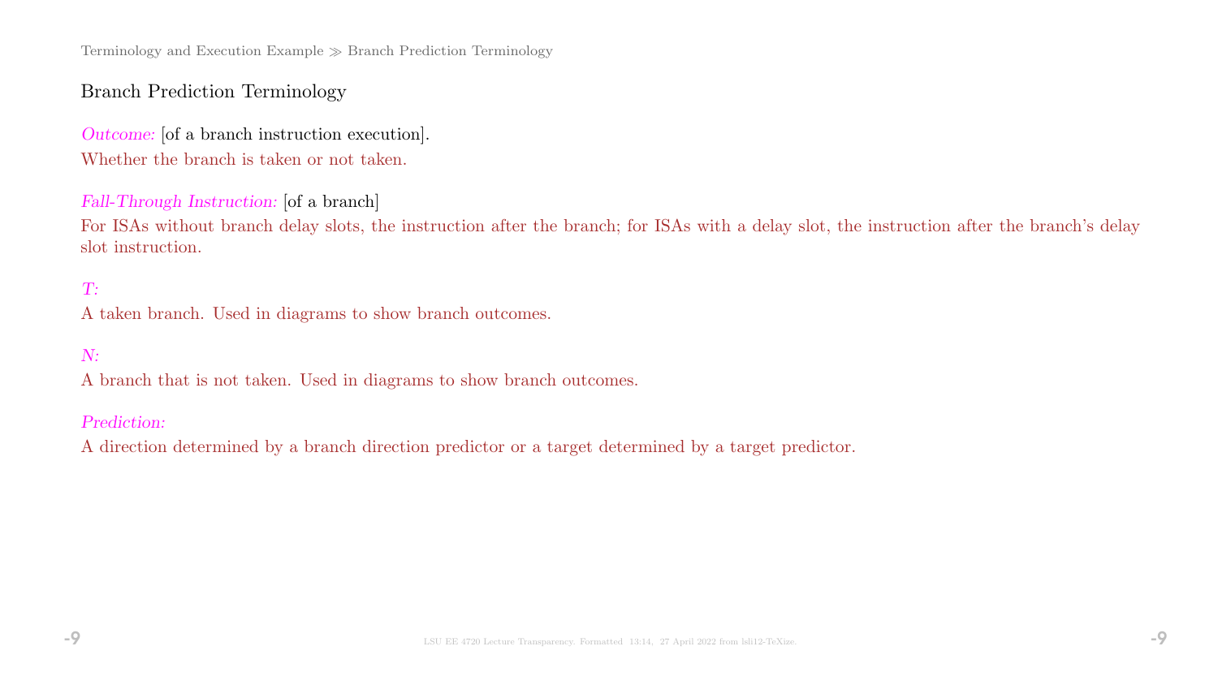## Branch Prediction Terminology

*Outcome:* [of a branch instruction execution].
Whether the branch is taken or not taken.

*Fall-Through Instruction:* [of a branch]
For ISAs without branch delay slots, the instruction after the branch; for ISAs with a delay slot, the instruction after the branch's delay slot instruction.

*T:*
A taken branch. Used in diagrams to show branch outcomes.

*N:*
A branch that is not taken. Used in diagrams to show branch outcomes.

*Prediction:*
A direction determined by a branch direction predictor or a target determined by a target predictor.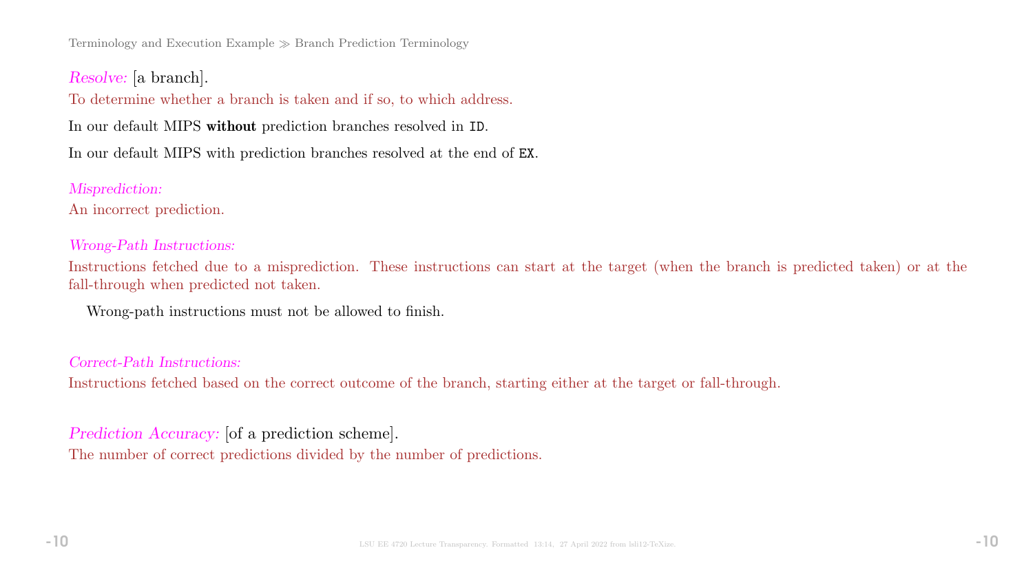*Resolve:* [a branch].
To determine whether a branch is taken and if so, to which address.

In our default MIPS **without** prediction branches resolved in `ID`.

In our default MIPS with prediction branches resolved at the end of `EX`.

*Misprediction:*
An incorrect prediction.

*Wrong-Path Instructions:*
Instructions fetched due to a misprediction. These instructions can start at the target (when the branch is predicted taken) or at the fall-through when predicted not taken.

Wrong-path instructions must not be allowed to finish.

*Correct-Path Instructions:*
Instructions fetched based on the correct outcome of the branch, starting either at the target or fall-through.

*Prediction Accuracy:* [of a prediction scheme].
The number of correct predictions divided by the number of predictions.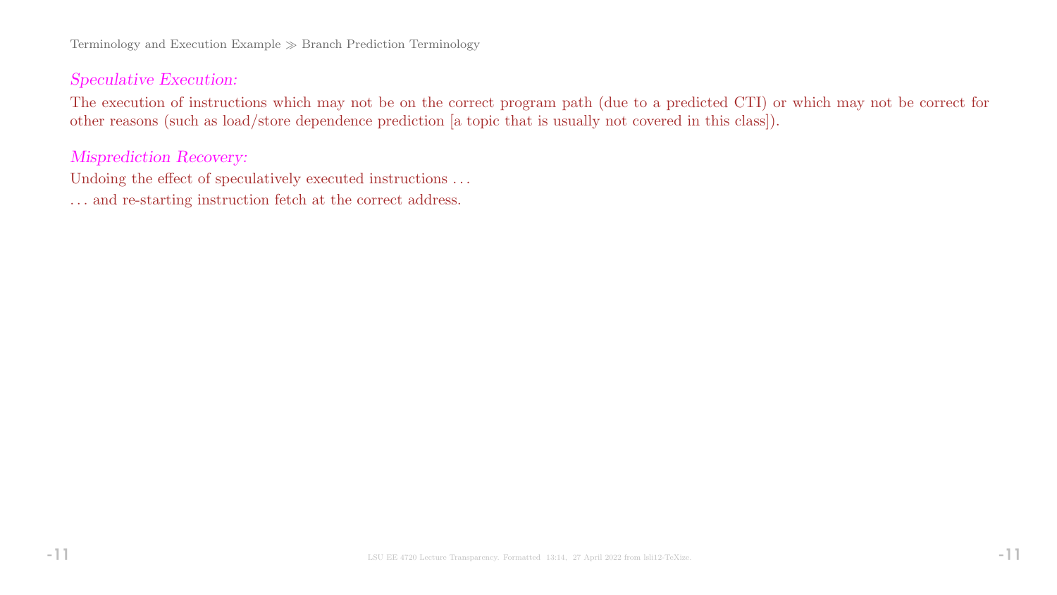*Speculative Execution:*

The execution of instructions which may not be on the correct program path (due to a predicted CTI) or which may not be correct for other reasons (such as load/store dependence prediction [a topic that is usually not covered in this class]).

*Misprediction Recovery:*

Undoing the effect of speculatively executed instructions . . .

. . . and re-starting instruction fetch at the correct address.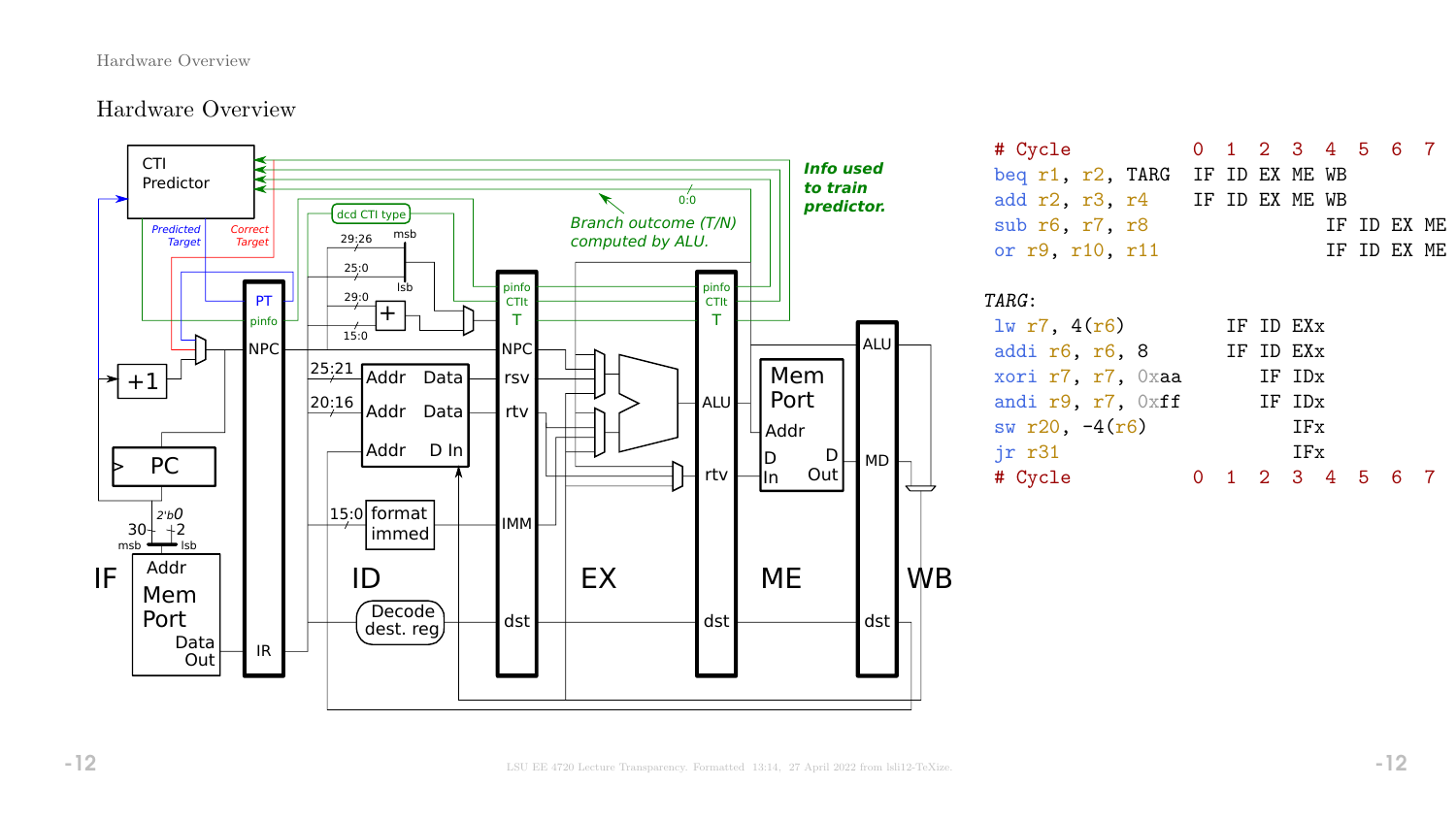## Hardware Overview

```
# Cycle            0  1  2  3  4  5  6  7
beq r1, r2, TARG   IF ID EX ME WB
add r2, r3, r4     IF ID EX ME WB
sub r6, r7, r8                 IF ID EX ME
or r9, r10, r11                IF ID EX ME

TARG:
lw r7, 4(r6)          IF ID EXx
addi r6, r6, 8        IF ID EXx
xori r7, r7, 0xaa        IF IDx
andi r9, r7, 0xff        IF IDx
sw r20, -4(r6)              IFx
jr r31                      IFx
# Cycle            0  1  2  3  4  5  6  7
```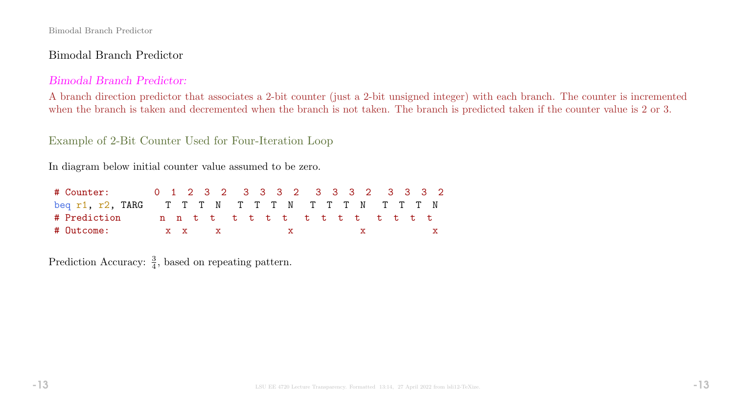## Bimodal Branch Predictor

*Bimodal Branch Predictor:*

A branch direction predictor that associates a 2-bit counter (just a 2-bit unsigned integer) with each branch. The counter is incremented when the branch is taken and decremented when the branch is not taken. The branch is predicted taken if the counter value is 2 or 3.

### Example of 2-Bit Counter Used for Four-Iteration Loop

In diagram below initial counter value assumed to be zero.

```
# Counter:        0  1  2  3  2   3  3  3  2   3  3  3  2   3  3  3  2
beq r1, r2, TARG    T  T  T  N   T  T  T  N   T  T  T  N   T  T  T  N
# Prediction       n  n  t  t   t  t  t  t   t  t  t  t   t  t  t  t
# Outcome:          x  x     x            x            x            x
```

Prediction Accuracy: $\frac{3}{4}$, based on repeating pattern.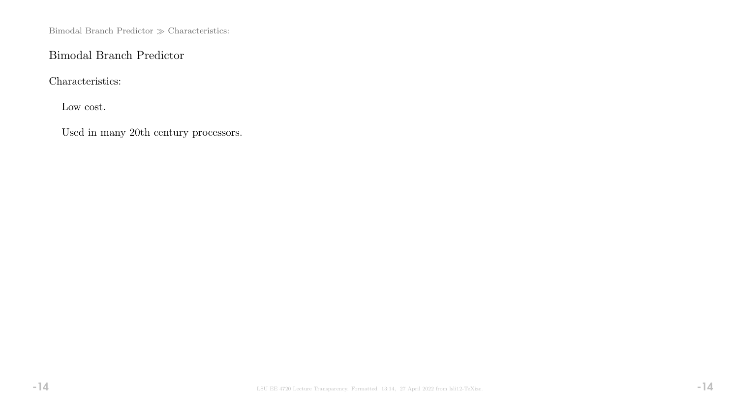## Bimodal Branch Predictor

Characteristics:

Low cost.

Used in many 20th century processors.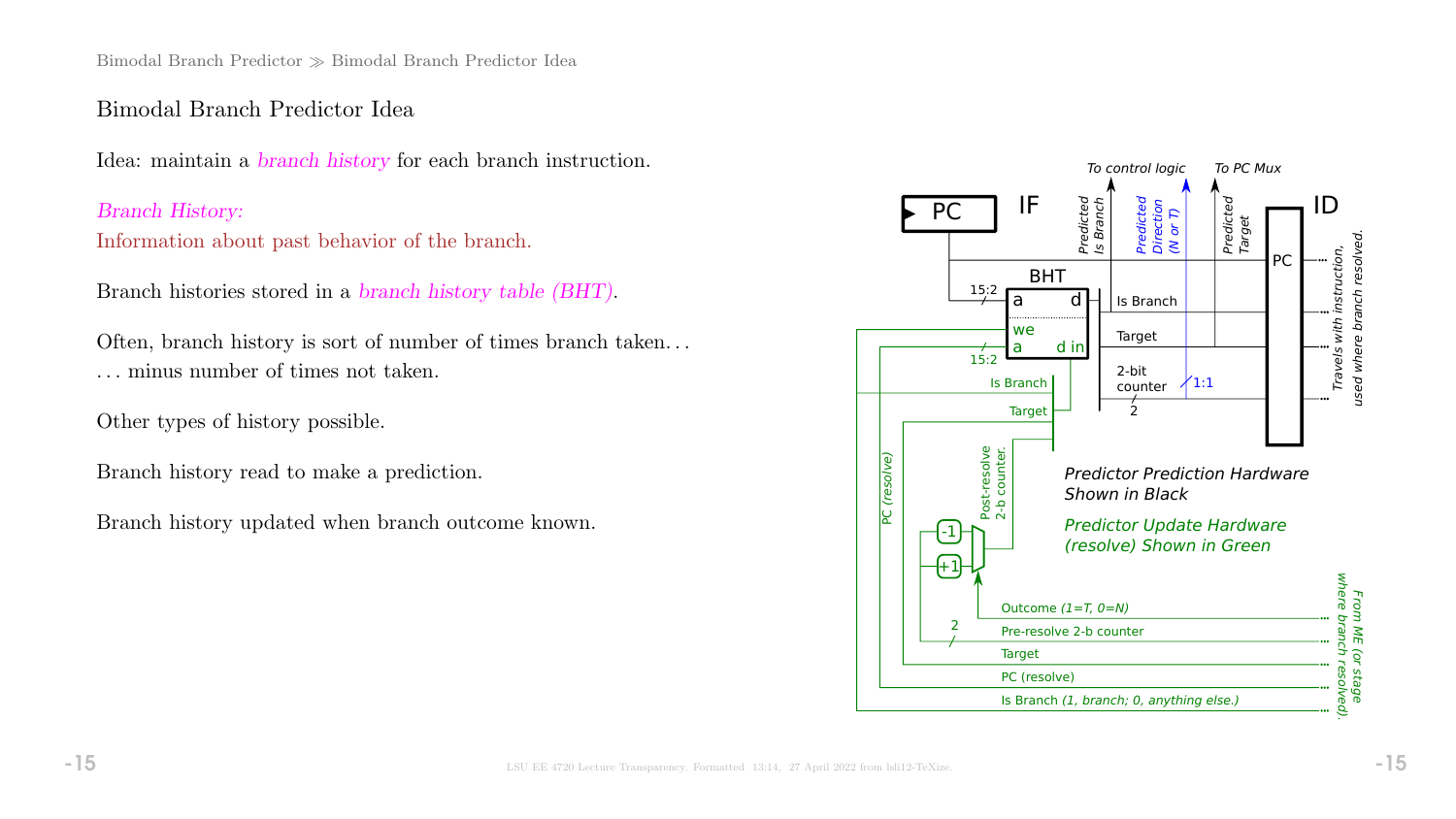# Bimodal Branch Predictor Idea

Idea: maintain a *branch history* for each branch instruction.

*Branch History:*
Information about past behavior of the branch.

Branch histories stored in a *branch history table (BHT)*.

Often, branch history is sort of number of times branch taken. . .
. . . minus number of times not taken.

Other types of history possible.

Branch history read to make a prediction.

Branch history updated when branch outcome known.

*Predictor Prediction Hardware Shown in Black*

*Predictor Update Hardware (resolve) Shown in Green*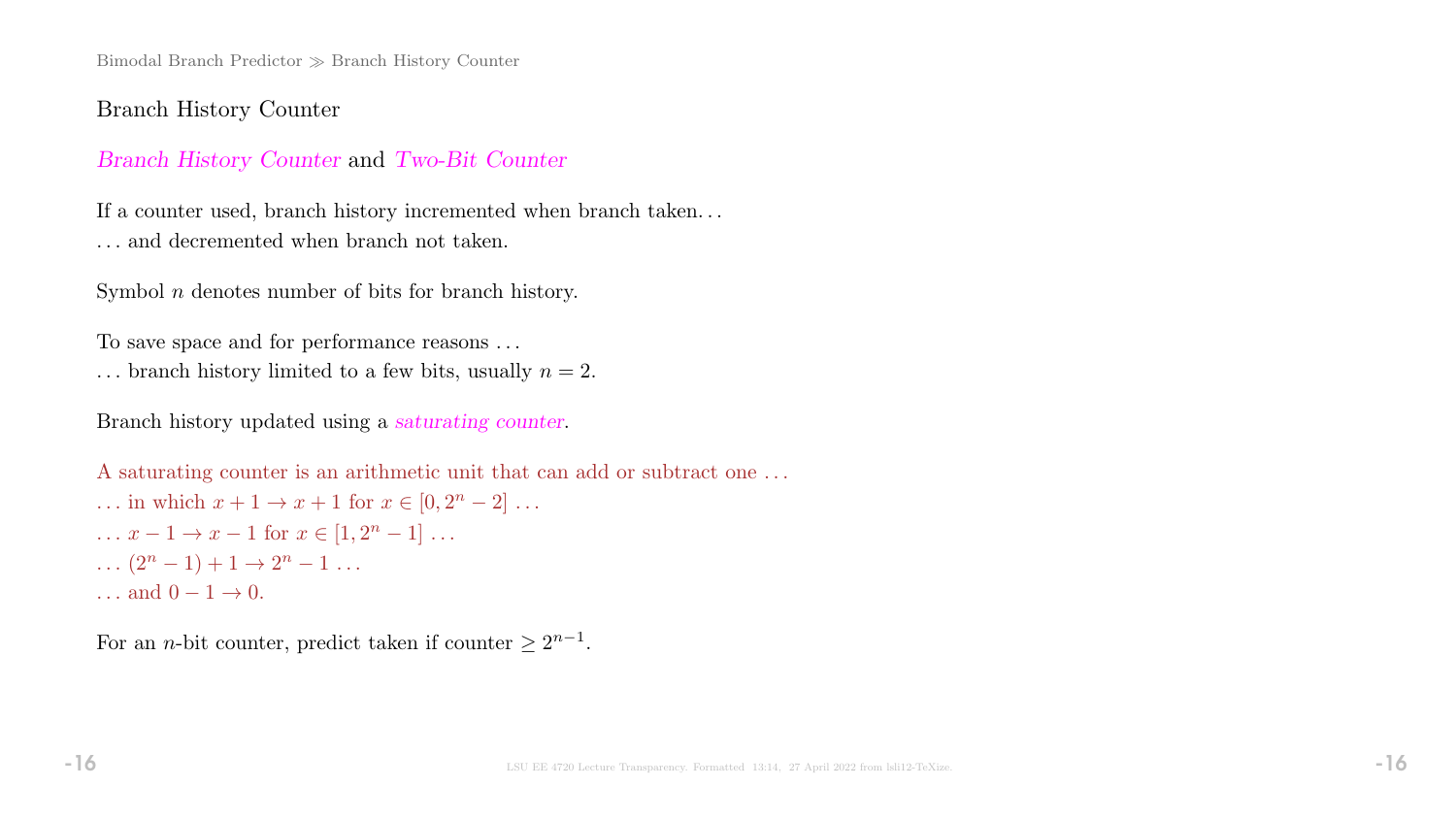## Branch History Counter

*Branch History Counter* and *Two-Bit Counter*

If a counter used, branch history incremented when branch taken. . .
. . . and decremented when branch not taken.

Symbol $n$ denotes number of bits for branch history.

To save space and for performance reasons . . .
. . . branch history limited to a few bits, usually $n = 2$.

Branch history updated using a *saturating counter*.

A saturating counter is an arithmetic unit that can add or subtract one . . .
. . . in which $x + 1 \rightarrow x + 1$ for $x \in [0, 2^n - 2]$ . . .
. . . $x - 1 \rightarrow x - 1$ for $x \in [1, 2^n - 1]$ . . .
. . . $(2^n - 1) + 1 \rightarrow 2^n - 1$ . . .
. . . and $0 - 1 \rightarrow 0$.

For an $n$-bit counter, predict taken if counter $\geq 2^{n-1}$.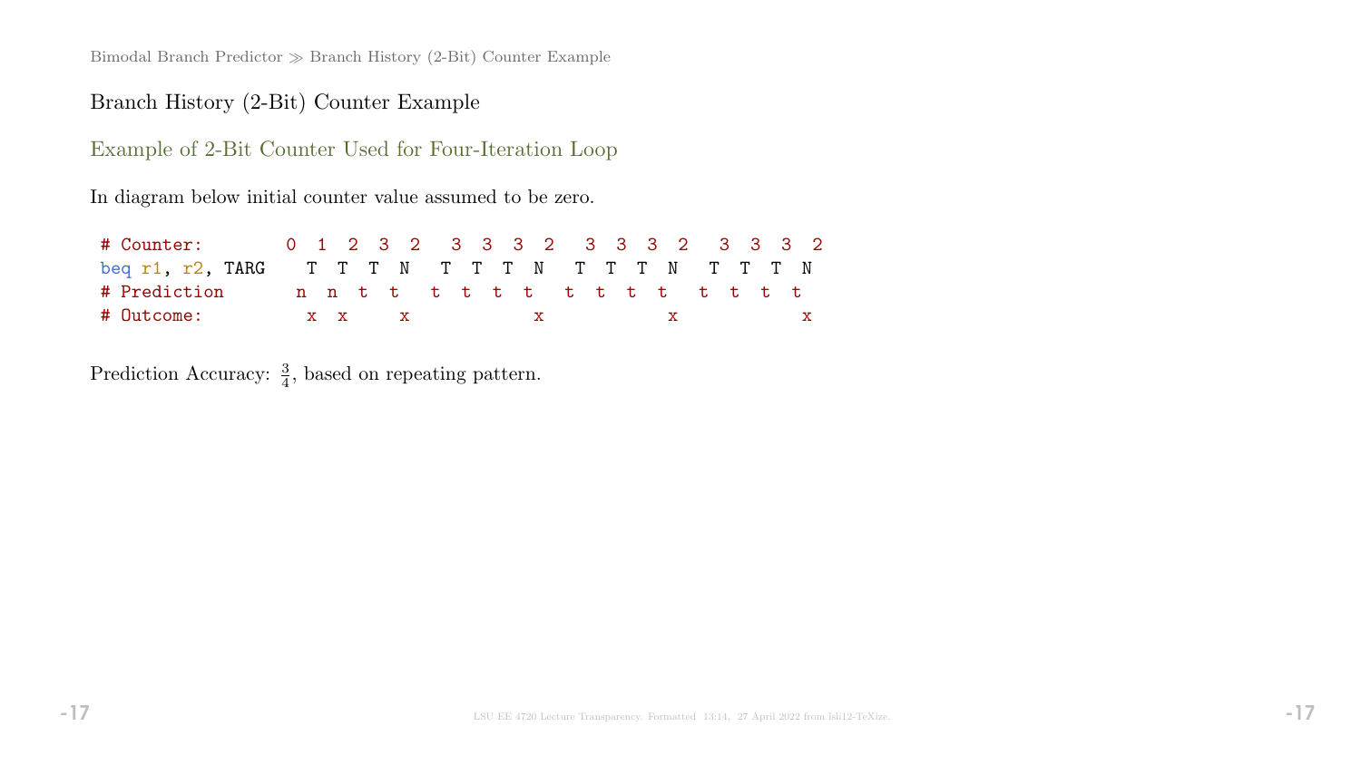## Branch History (2-Bit) Counter Example

### Example of 2-Bit Counter Used for Four-Iteration Loop

In diagram below initial counter value assumed to be zero.

```
# Counter:        0  1  2  3  2   3  3  3  2   3  3  3  2   3  3  3  2
beq r1, r2, TARG    T  T  T  N   T  T  T  N   T  T  T  N   T  T  T  N
# Prediction       n  n  t  t   t  t  t  t   t  t  t  t   t  t  t  t
# Outcome:          x  x     x            x            x            x
```

Prediction Accuracy: $\frac{3}{4}$, based on repeating pattern.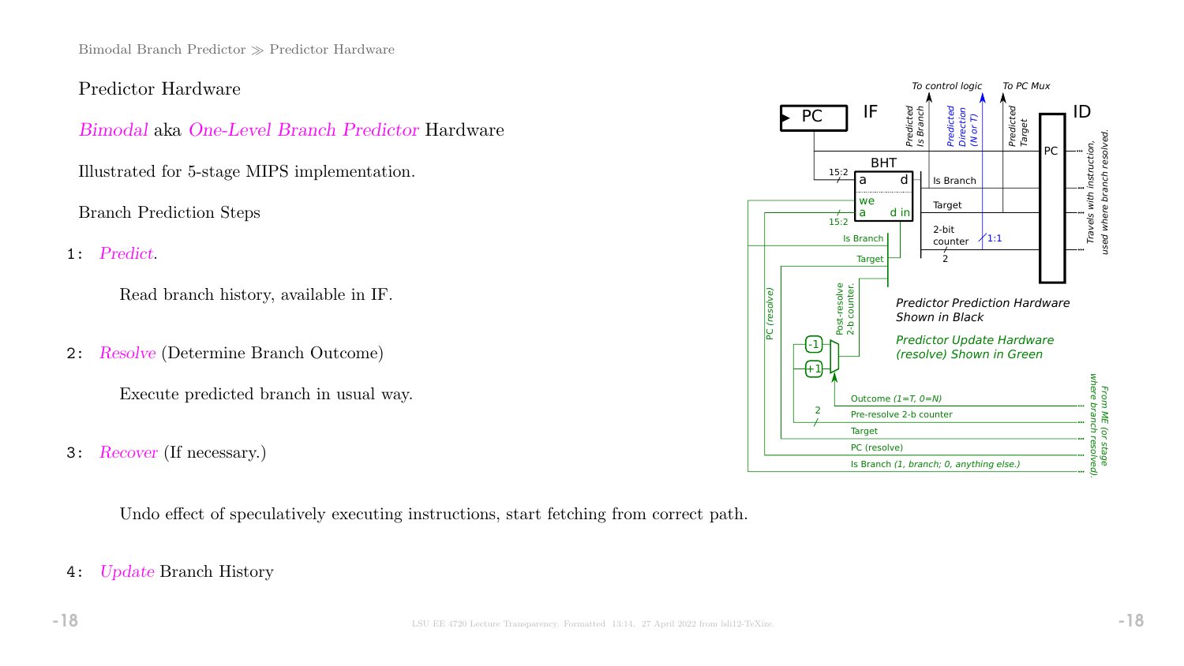## Predictor Hardware

*Bimodal* aka *One-Level Branch Predictor* Hardware

Illustrated for 5-stage MIPS implementation.

Branch Prediction Steps

1: *Predict*.

Read branch history, available in IF.

2: *Resolve* (Determine Branch Outcome)

Execute predicted branch in usual way.

3: *Recover* (If necessary.)

Undo effect of speculatively executing instructions, start fetching from correct path.

4: *Update* Branch History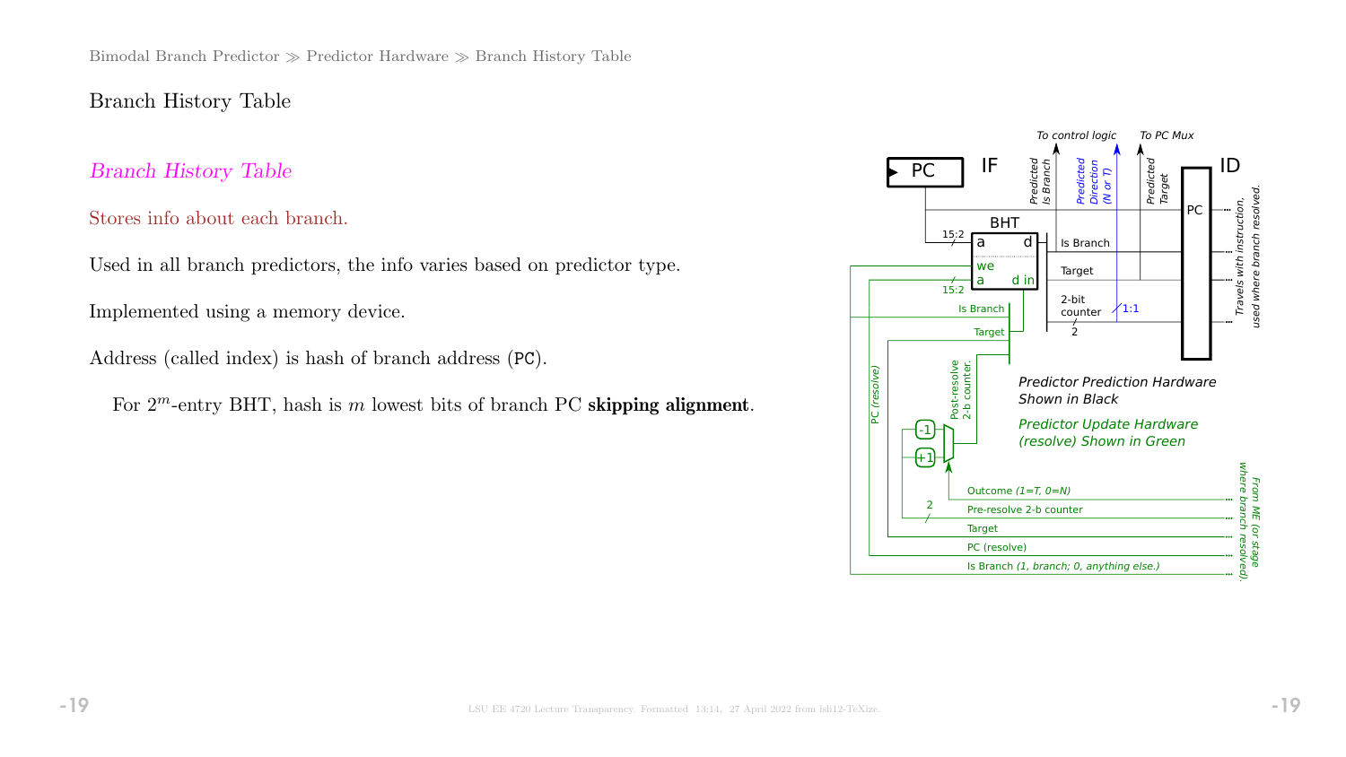Bimodal Branch Predictor ≫ Predictor Hardware ≫ Branch History Table

# Branch History Table

## *Branch History Table*

Stores info about each branch.

Used in all branch predictors, the info varies based on predictor type.

Implemented using a memory device.

Address (called index) is hash of branch address (`PC`).

For $2^m$-entry BHT, hash is $m$ lowest bits of branch PC **skipping alignment**.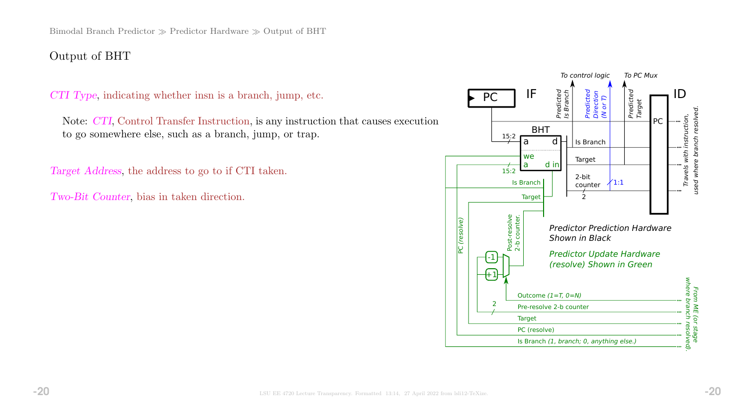## Output of BHT

*CTI Type*, indicating whether insn is a branch, jump, etc.

> Note: *CTI*, Control Transfer Instruction, is any instruction that causes execution to go somewhere else, such as a branch, jump, or trap.

*Target Address*, the address to go to if CTI taken.

*Two-Bit Counter*, bias in taken direction.

*Predictor Prediction Hardware Shown in Black*

*Predictor Update Hardware (resolve) Shown in Green*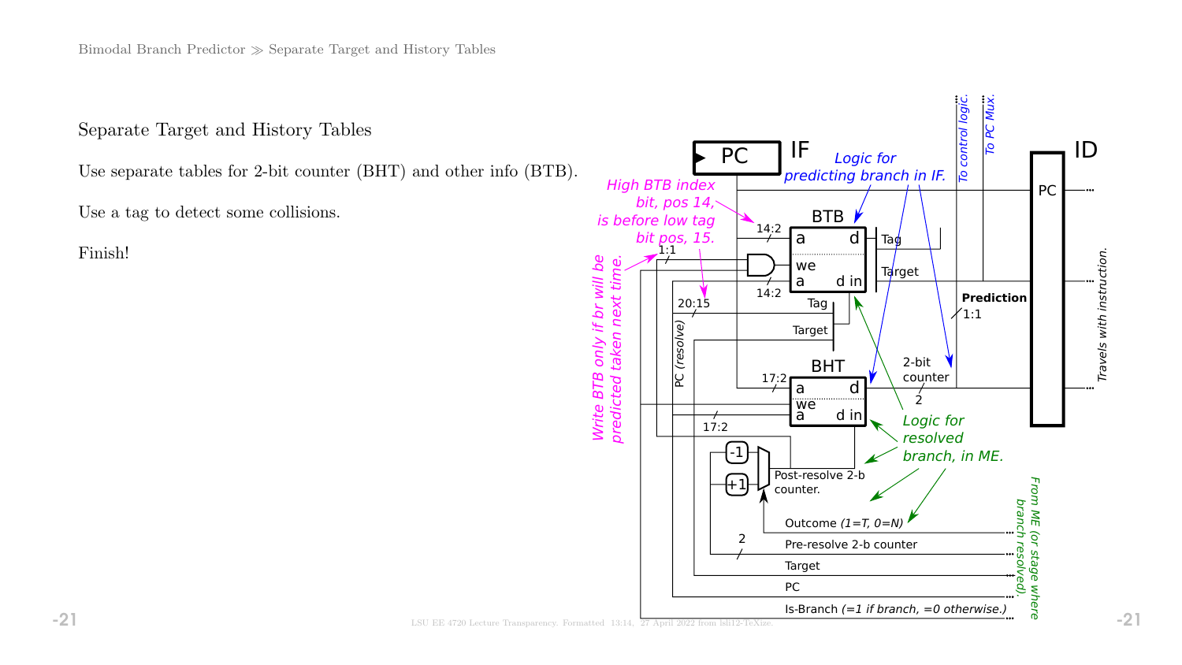# Separate Target and History Tables

Use separate tables for 2-bit counter (BHT) and other info (BTB).

Use a tag to detect some collisions.

Finish!

PC

IF

ID

Logic for predicting branch in IF.

To control logic.

To PC Mux.

High BTB index bit, pos 14, is before low tag bit pos, 15.

BTB

a d

we

a d in

14:2

14:2

1:1

Tag

Target

Prediction

1:1

20:15

Tag

Target

Write BTB only if br will be predicted taken next time.

PC (resolve)

BHT

a d

we

a d in

17:2

17:2

2-bit counter

2

Travels with instruction.

Logic for resolved branch, in ME.

-1

+1

Post-resolve 2-b counter.

Outcome (1=T, 0=N)

Pre-resolve 2-b counter

2

Target

PC

Is-Branch (=1 if branch, =0 otherwise.)

From ME (or stage where branch resolved).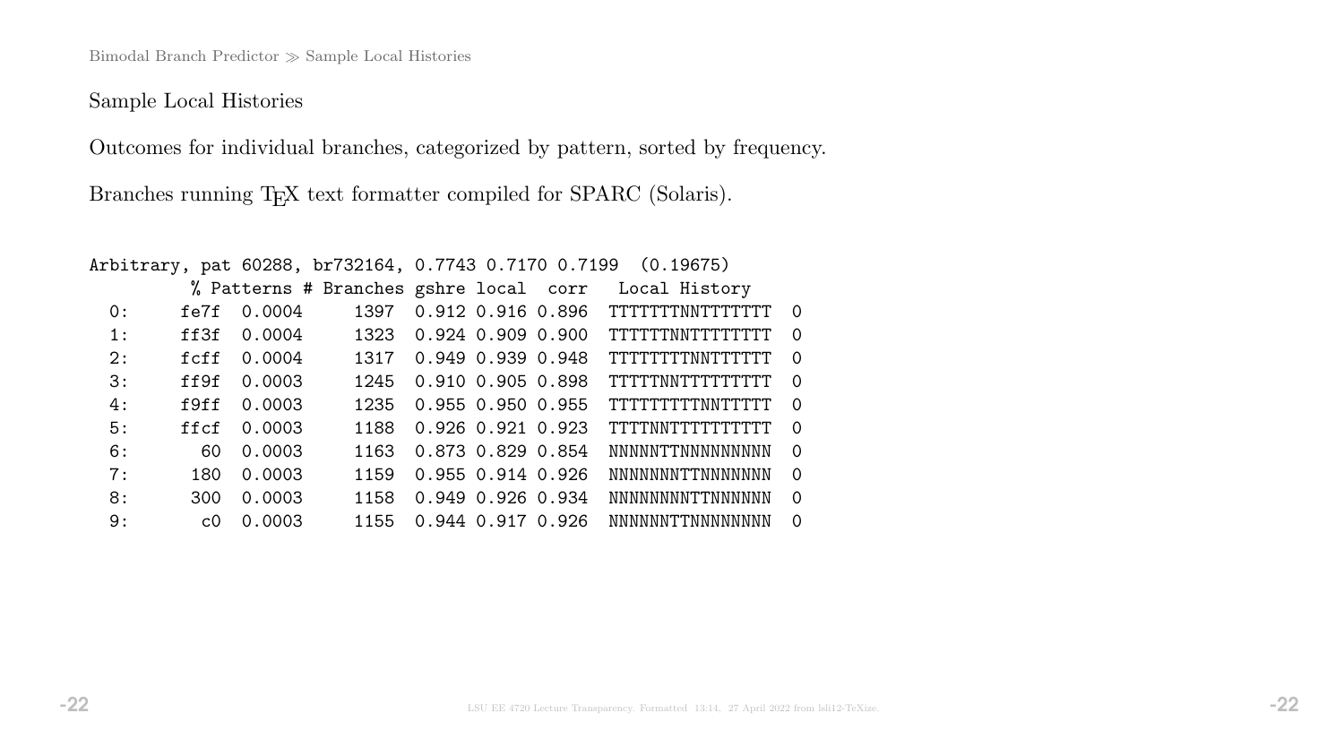## Sample Local Histories

Outcomes for individual branches, categorized by pattern, sorted by frequency.

Branches running TEX text formatter compiled for SPARC (Solaris).

```
Arbitrary, pat 60288, br732164, 0.7743 0.7170 0.7199  (0.19675)
          % Patterns # Branches gshre local  corr   Local History
  0:     fe7f  0.0004     1397  0.912 0.916 0.896  TTTTTTTNNTTTTTTT  0
  1:     ff3f  0.0004     1323  0.924 0.909 0.900  TTTTTTNNTTTTTTTT  0
  2:     fcff  0.0004     1317  0.949 0.939 0.948  TTTTTTTTNNTTTTTT  0
  3:     ff9f  0.0003     1245  0.910 0.905 0.898  TTTTTNNTTTTTTTTT  0
  4:     f9ff  0.0003     1235  0.955 0.950 0.955  TTTTTTTTTNNTTTTT  0
  5:     ffcf  0.0003     1188  0.926 0.921 0.923  TTTTNNTTTTTTTTTT  0
  6:       60  0.0003     1163  0.873 0.829 0.854  NNNNNTTNNNNNNNNN  0
  7:      180  0.0003     1159  0.955 0.914 0.926  NNNNNNNTTNNNNNNN  0
  8:      300  0.0003     1158  0.949 0.926 0.934  NNNNNNNNTTNNNNNN  0
  9:       c0  0.0003     1155  0.944 0.917 0.926  NNNNNNTTNNNNNNNN  0
```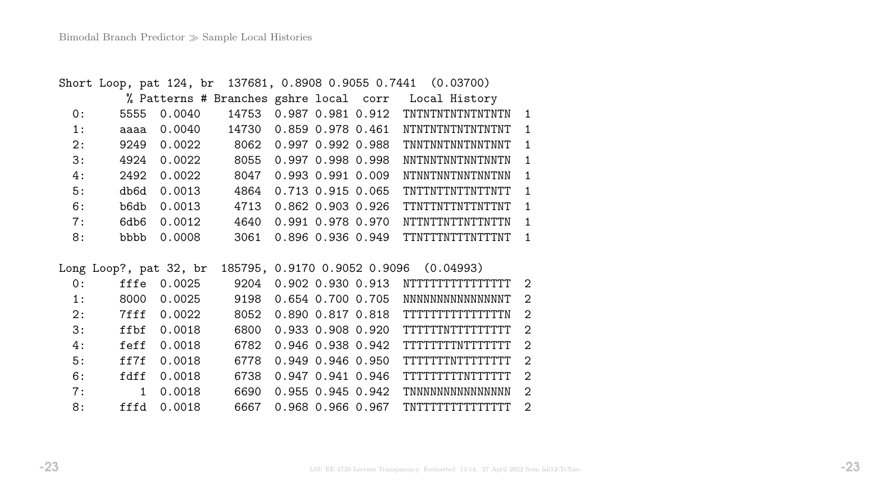Short Loop, pat 124, br 137681, 0.8908 0.9055 0.7441 (0.03700)

| | % Patterns | # Branches | gshre | local | corr | Local History | |
|---|---|---|---|---|---|---|---|
| 0: | 5555 | 0.0040 | 14753 | 0.987 | 0.981 | 0.912 | TNTNTNTNTNTNTNTN 1 |
| 1: | aaaa | 0.0040 | 14730 | 0.859 | 0.978 | 0.461 | NTNTNTNTNTNTNTNT 1 |
| 2: | 9249 | 0.0022 | 8062 | 0.997 | 0.992 | 0.988 | TNNTNNTNNTNNTNNT 1 |
| 3: | 4924 | 0.0022 | 8055 | 0.997 | 0.998 | 0.998 | NNTNNTNNTNNTNNTN 1 |
| 4: | 2492 | 0.0022 | 8047 | 0.993 | 0.991 | 0.009 | NTNNTNNTNNTNNTNN 1 |
| 5: | db6d | 0.0013 | 4864 | 0.713 | 0.915 | 0.065 | TNTTNTTNTTNTTNTT 1 |
| 6: | b6db | 0.0013 | 4713 | 0.862 | 0.903 | 0.926 | TTNTTNTTNTTNTTNT 1 |
| 7: | 6db6 | 0.0012 | 4640 | 0.991 | 0.978 | 0.970 | NTTNTTNTTNTTNTTN 1 |
| 8: | bbbb | 0.0008 | 3061 | 0.896 | 0.936 | 0.949 | TTNTTTNTTTNTTTNT 1 |

Long Loop?, pat 32, br 185795, 0.9170 0.9052 0.9096 (0.04993)

| | % Patterns | # Branches | gshre | local | corr | Local History | |
|---|---|---|---|---|---|---|---|
| 0: | fffe | 0.0025 | 9204 | 0.902 | 0.930 | 0.913 | NTTTTTTTTTTTTTTT 2 |
| 1: | 8000 | 0.0025 | 9198 | 0.654 | 0.700 | 0.705 | NNNNNNNNNNNNNNNT 2 |
| 2: | 7fff | 0.0022 | 8052 | 0.890 | 0.817 | 0.818 | TTTTTTTTTTTTTTTN 2 |
| 3: | ffbf | 0.0018 | 6800 | 0.933 | 0.908 | 0.920 | TTTTTTNTTTTTTTTT 2 |
| 4: | feff | 0.0018 | 6782 | 0.946 | 0.938 | 0.942 | TTTTTTTTNTTTTTTT 2 |
| 5: | ff7f | 0.0018 | 6778 | 0.949 | 0.946 | 0.950 | TTTTTTTNTTTTTTTT 2 |
| 6: | fdff | 0.0018 | 6738 | 0.947 | 0.941 | 0.946 | TTTTTTTTTNTTTTTT 2 |
| 7: | 1 | 0.0018 | 6690 | 0.955 | 0.945 | 0.942 | TNNNNNNNNNNNNNNN 2 |
| 8: | fffd | 0.0018 | 6667 | 0.968 | 0.966 | 0.967 | TNTTTTTTTTTTTTTT 2 |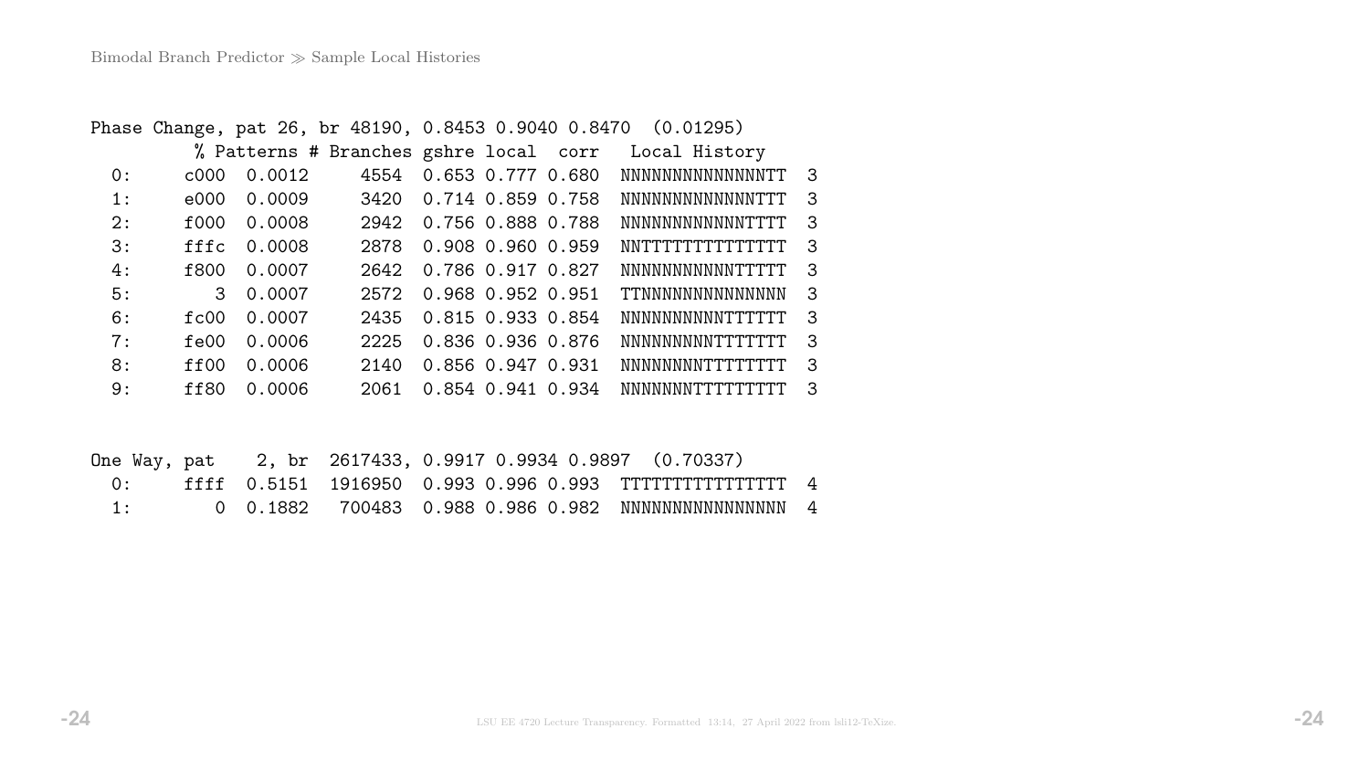Phase Change, pat 26, br 48190, 0.8453 0.9040 0.8470 (0.01295)

| | % Patterns | | # Branches | gshre | local | corr | Local History | |
|---|---|---|---|---|---|---|---|---|
| 0: | c000 | 0.0012 | 4554 | 0.653 | 0.777 | 0.680 | NNNNNNNNNNNNNNTT | 3 |
| 1: | e000 | 0.0009 | 3420 | 0.714 | 0.859 | 0.758 | NNNNNNNNNNNNNTTT | 3 |
| 2: | f000 | 0.0008 | 2942 | 0.756 | 0.888 | 0.788 | NNNNNNNNNNNNTTTT | 3 |
| 3: | fffc | 0.0008 | 2878 | 0.908 | 0.960 | 0.959 | NNTTTTTTTTTTTTTT | 3 |
| 4: | f800 | 0.0007 | 2642 | 0.786 | 0.917 | 0.827 | NNNNNNNNNNNTTTTT | 3 |
| 5: | 3 | 0.0007 | 2572 | 0.968 | 0.952 | 0.951 | TTNNNNNNNNNNNNNN | 3 |
| 6: | fc00 | 0.0007 | 2435 | 0.815 | 0.933 | 0.854 | NNNNNNNNNNTTTTTT | 3 |
| 7: | fe00 | 0.0006 | 2225 | 0.836 | 0.936 | 0.876 | NNNNNNNNNTTTTTTT | 3 |
| 8: | ff00 | 0.0006 | 2140 | 0.856 | 0.947 | 0.931 | NNNNNNNNTTTTTTTT | 3 |
| 9: | ff80 | 0.0006 | 2061 | 0.854 | 0.941 | 0.934 | NNNNNNNTTTTTTTTT | 3 |

One Way, pat 2, br 2617433, 0.9917 0.9934 0.9897 (0.70337)

| | | | | | | | | |
|---|---|---|---|---|---|---|---|---|
| 0: | ffff | 0.5151 | 1916950 | 0.993 | 0.996 | 0.993 | TTTTTTTTTTTTTTTT | 4 |
| 1: | 0 | 0.1882 | 700483 | 0.988 | 0.986 | 0.982 | NNNNNNNNNNNNNNNN | 4 |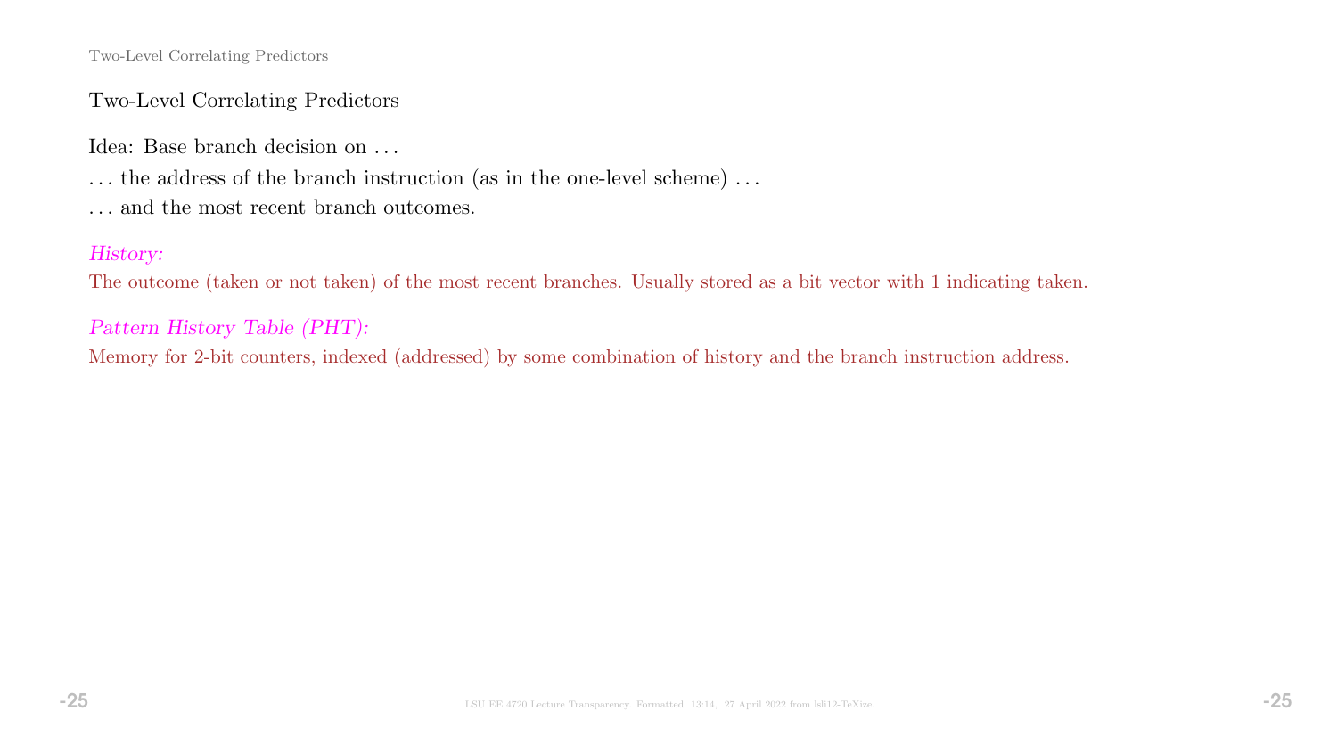## Two-Level Correlating Predictors

Idea: Base branch decision on ...

... the address of the branch instruction (as in the one-level scheme) ...

... and the most recent branch outcomes.

*History:*
The outcome (taken or not taken) of the most recent branches. Usually stored as a bit vector with 1 indicating taken.

*Pattern History Table (PHT):*
Memory for 2-bit counters, indexed (addressed) by some combination of history and the branch instruction address.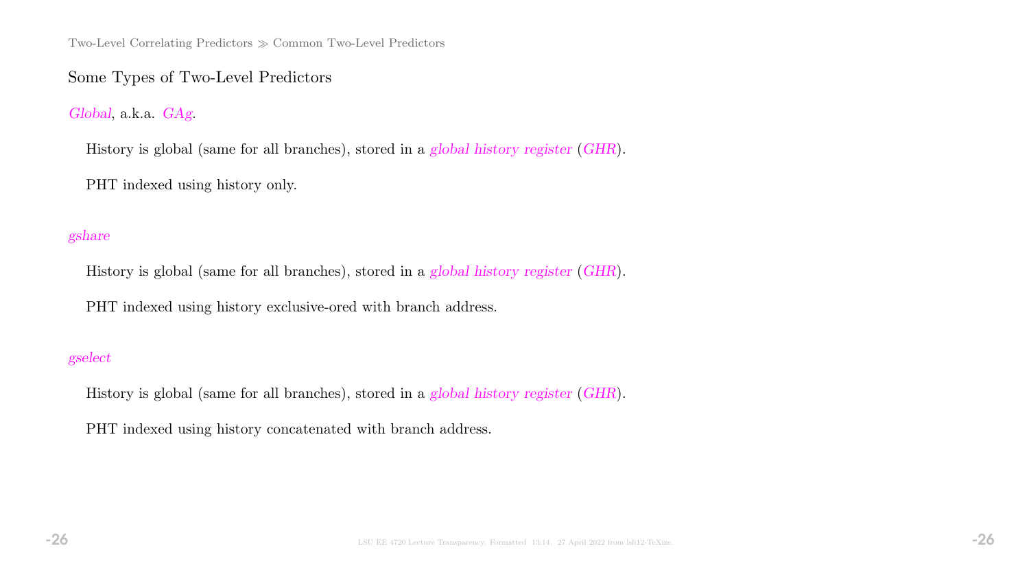## Some Types of Two-Level Predictors

*Global*, a.k.a. *GAg*.

History is global (same for all branches), stored in a *global history register* (*GHR*).

PHT indexed using history only.

*gshare*

History is global (same for all branches), stored in a *global history register* (*GHR*).

PHT indexed using history exclusive-ored with branch address.

*gselect*

History is global (same for all branches), stored in a *global history register* (*GHR*).

PHT indexed using history concatenated with branch address.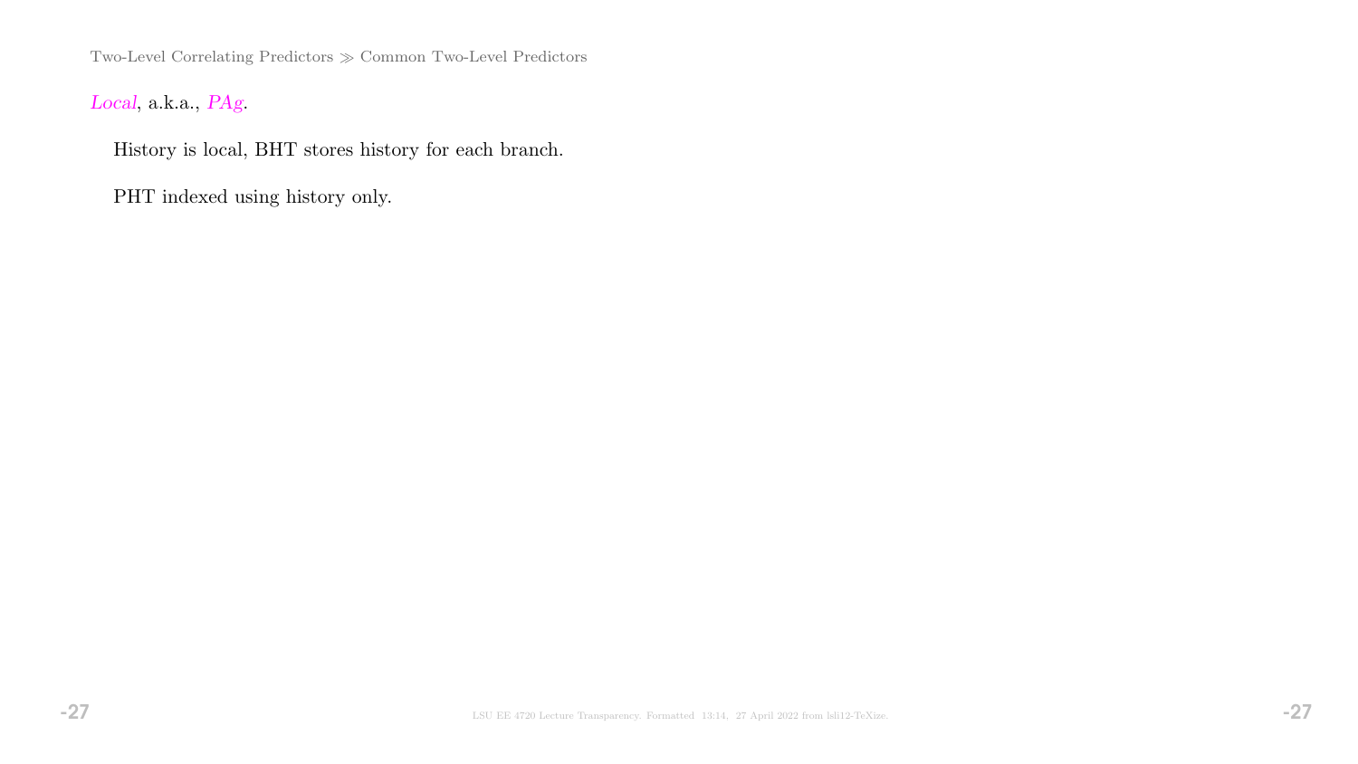*Local*, a.k.a., *PAg*.

History is local, BHT stores history for each branch.

PHT indexed using history only.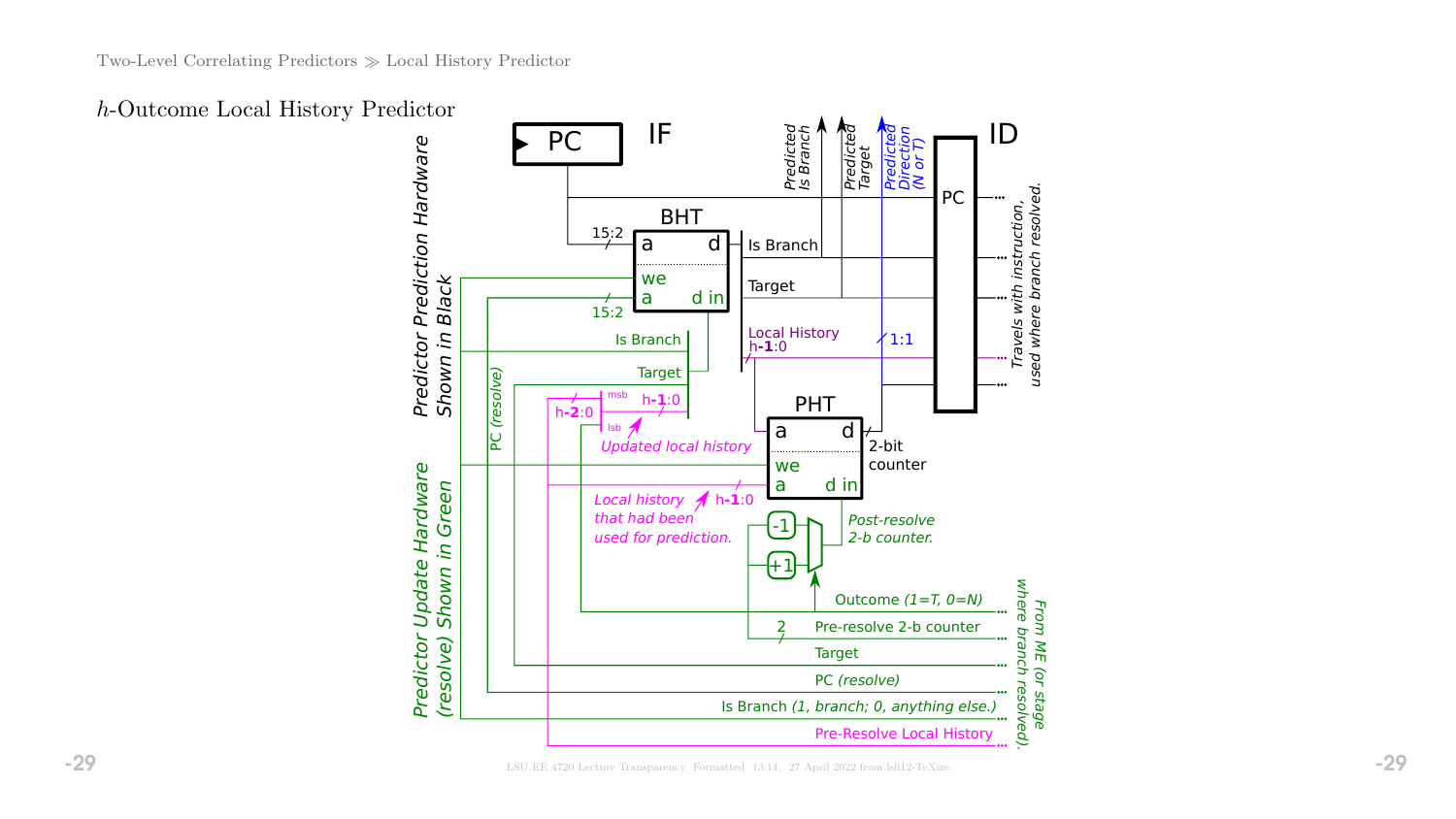## $h$-Outcome Local History Predictor

PC

IF

ID

BHT

PHT

Predictor Prediction Hardware Shown in Black

Predictor Update Hardware (resolve) Shown in Green

Predicted Is Branch

Predicted Target

Predicted Direction (N or T)

Travels with instruction, used where branch resolved.

From ME (or stage where branch resolved).

15:2

Is Branch

Target

Local History h-**1**:0

1:1

2-bit counter

PC (resolve)

Updated local history

Local history that had been used for prediction.

h-**2**:0

h-**1**:0

msb

lsb

Post-resolve 2-b counter.

-1

+1

Outcome (1=T, 0=N)

Pre-resolve 2-b counter

Target

PC (resolve)

Is Branch (1, branch; 0, anything else.)

Pre-Resolve Local History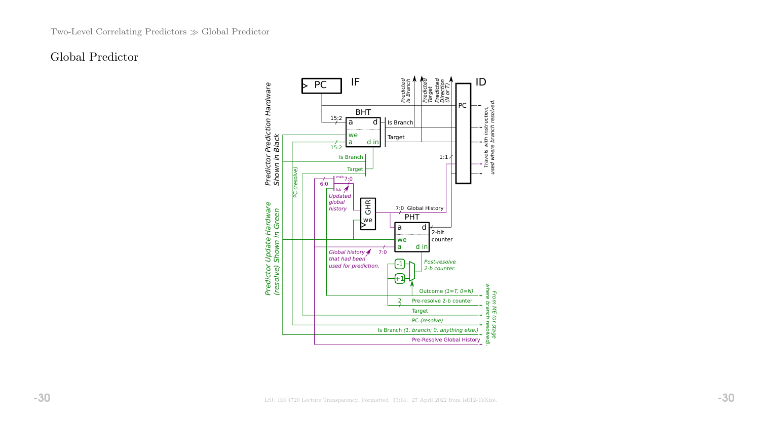## Global Predictor

Predictor Prediction Hardware Shown in Black

Predictor Update Hardware (resolve) Shown in Green

PC

IF

ID

Predicted Is Branch

Predicted Target

Predicted Direction (N or T)

BHT

15:2

a

d

Is Branch

we

a

d in

Target

15:2

Is Branch

Target

PC

1:1

Travels with instruction, used where branch resolved.

PC (resolve)

6:0

msb 7:0

lsb

Updated global history

GHR

we

7:0 Global History

PHT

a

d

2-bit counter

we

a

d in

7:0

Global history that had been used for prediction.

-1

+1

Post-resolve 2-b counter.

Outcome (1=T, 0=N)

2 Pre-resolve 2-b counter

Target

PC (resolve)

Is Branch (1, branch; 0, anything else.)

Pre-Resolve Global History

From ME (or stage where branch resolved).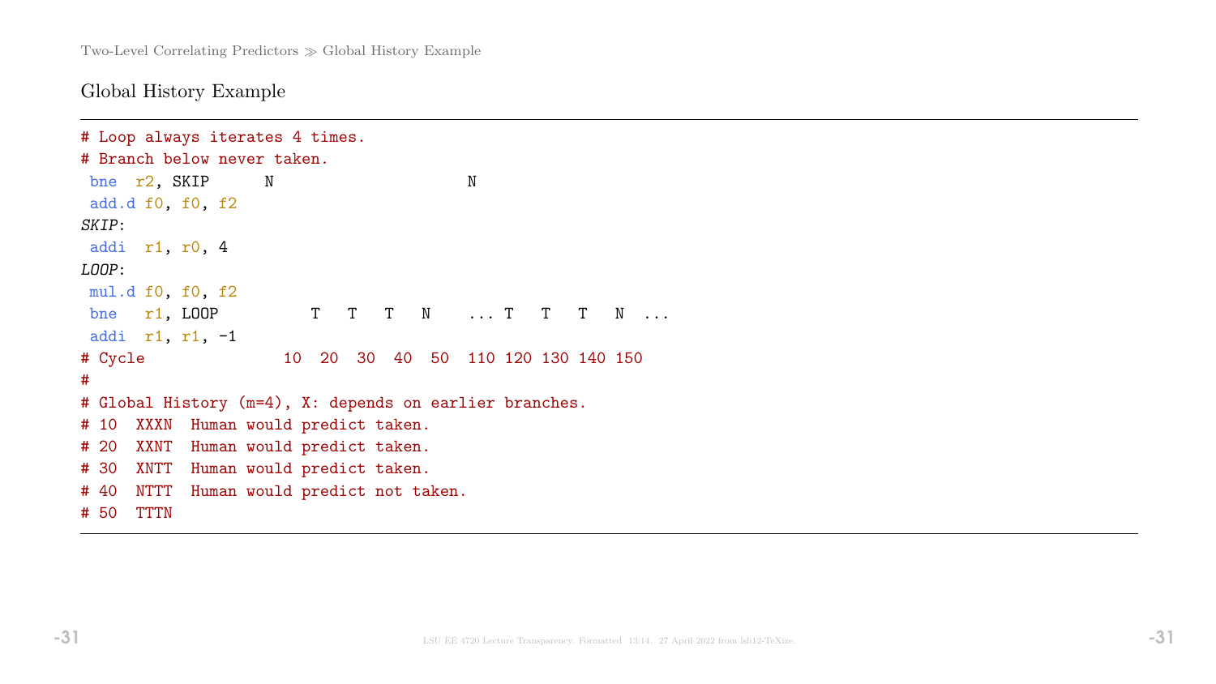## Global History Example

```
# Loop always iterates 4 times.
# Branch below never taken.
 bne  r2, SKIP      N                      N
 add.d f0, f0, f2
SKIP:
 addi  r1, r0, 4
LOOP:
 mul.d f0, f0, f2
 bne   r1, LOOP          T   T   T   N    ... T   T   T   N  ...
 addi  r1, r1, -1
# Cycle              10  20  30  40  50  110 120 130 140 150
#
# Global History (m=4), X: depends on earlier branches.
# 10  XXXN  Human would predict taken.
# 20  XXNT  Human would predict taken.
# 30  XNTT  Human would predict taken.
# 40  NTTT  Human would predict not taken.
# 50  TTTN
```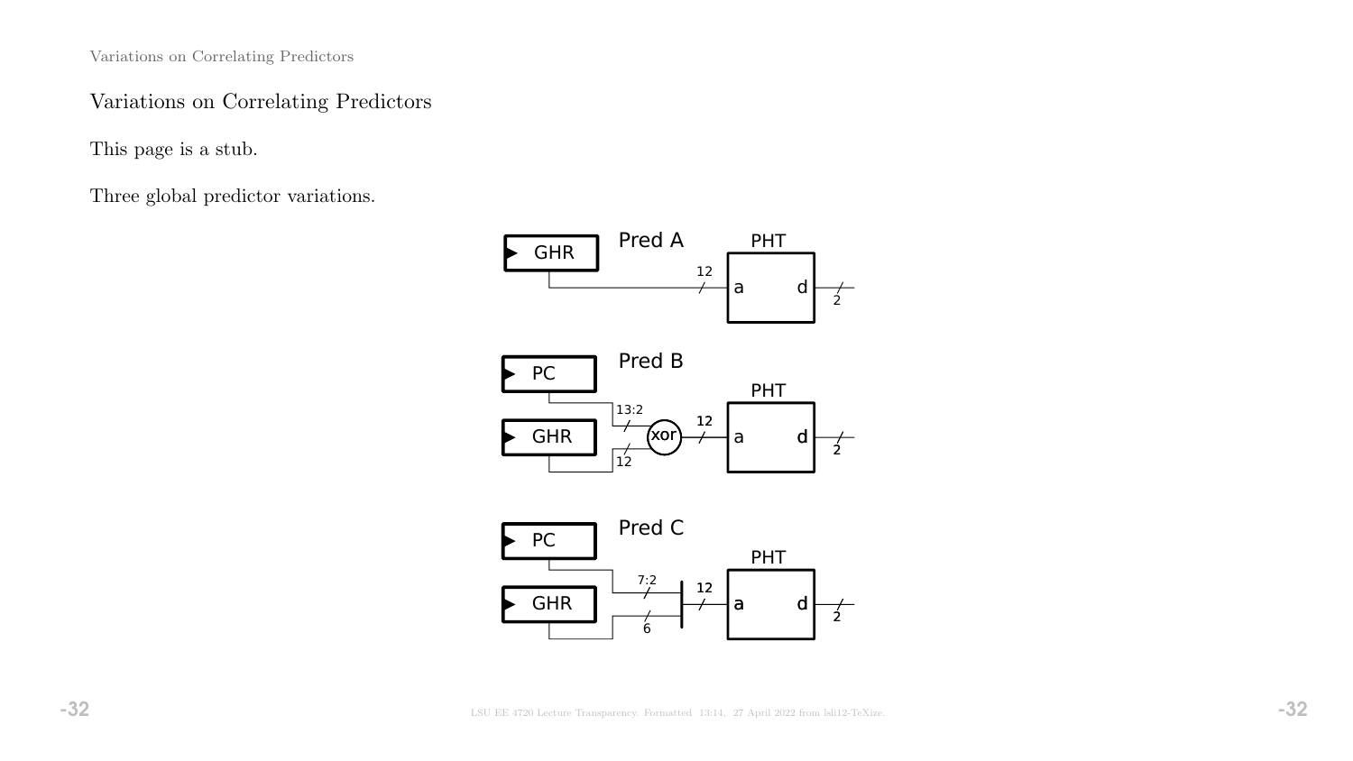## Variations on Correlating Predictors

This page is a stub.

Three global predictor variations.

Pred A

GHR

PHT

12

a

d

2

Pred B

PC

GHR

13:2

12

xor

12

PHT

a

d

2

Pred C

PC

GHR

7:2

6

12

PHT

a

d

2